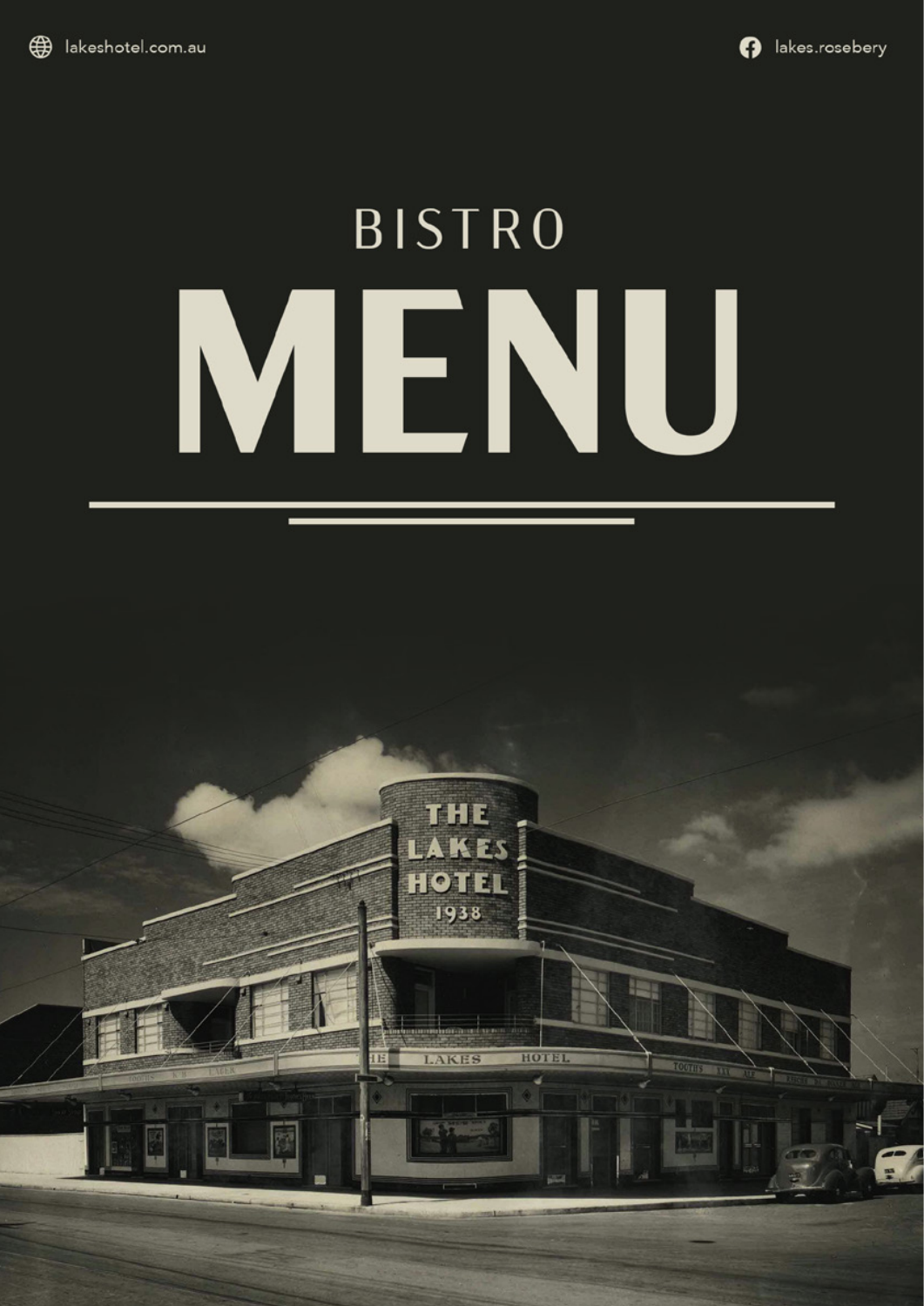lakeshotel.com.au

lakes.rosebery

# BISTRO MENU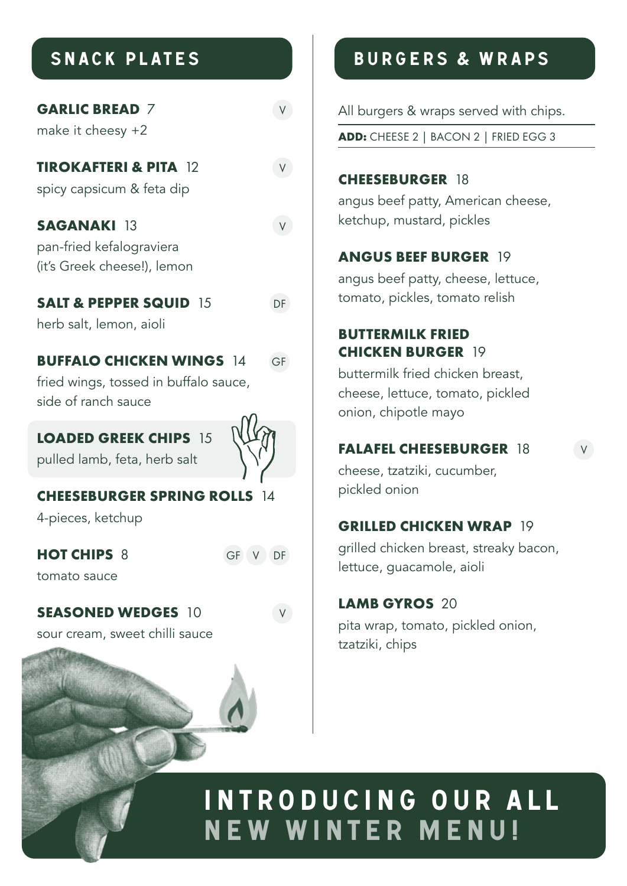## SNACK PLATES

**GARLIC BREAD** 7 — V
make it cheesy +2

**TIROKAFTERI & PITA** 12 — V
spicy capsicum & feta dip

**SAGANAKI** 13 — V
pan-fried kefalograviera (it's Greek cheese!), lemon

**SALT & PEPPER SQUID** 15 — DF
herb salt, lemon, aioli

**BUFFALO CHICKEN WINGS** 14 — GF
fried wings, tossed in buffalo sauce, side of ranch sauce

**LOADED GREEK CHIPS** 15
pulled lamb, feta, herb salt

**CHEESEBURGER SPRING ROLLS** 14
4-pieces, ketchup

**HOT CHIPS** 8 — GF V DF
tomato sauce

**SEASONED WEDGES** 10 — V
sour cream, sweet chilli sauce

## BURGERS & WRAPS

All burgers & wraps served with chips.

**ADD:** CHEESE 2 | BACON 2 | FRIED EGG 3

**CHEESEBURGER** 18
angus beef patty, American cheese, ketchup, mustard, pickles

**ANGUS BEEF BURGER** 19
angus beef patty, cheese, lettuce, tomato, pickles, tomato relish

**BUTTERMILK FRIED CHICKEN BURGER** 19
buttermilk fried chicken breast, cheese, lettuce, tomato, pickled onion, chipotle mayo

**FALAFEL CHEESEBURGER** 18 — V
cheese, tzatziki, cucumber, pickled onion

**GRILLED CHICKEN WRAP** 19
grilled chicken breast, streaky bacon, lettuce, guacamole, aioli

**LAMB GYROS** 20
pita wrap, tomato, pickled onion, tzatziki, chips

# INTRODUCING OUR ALL NEW WINTER MENU!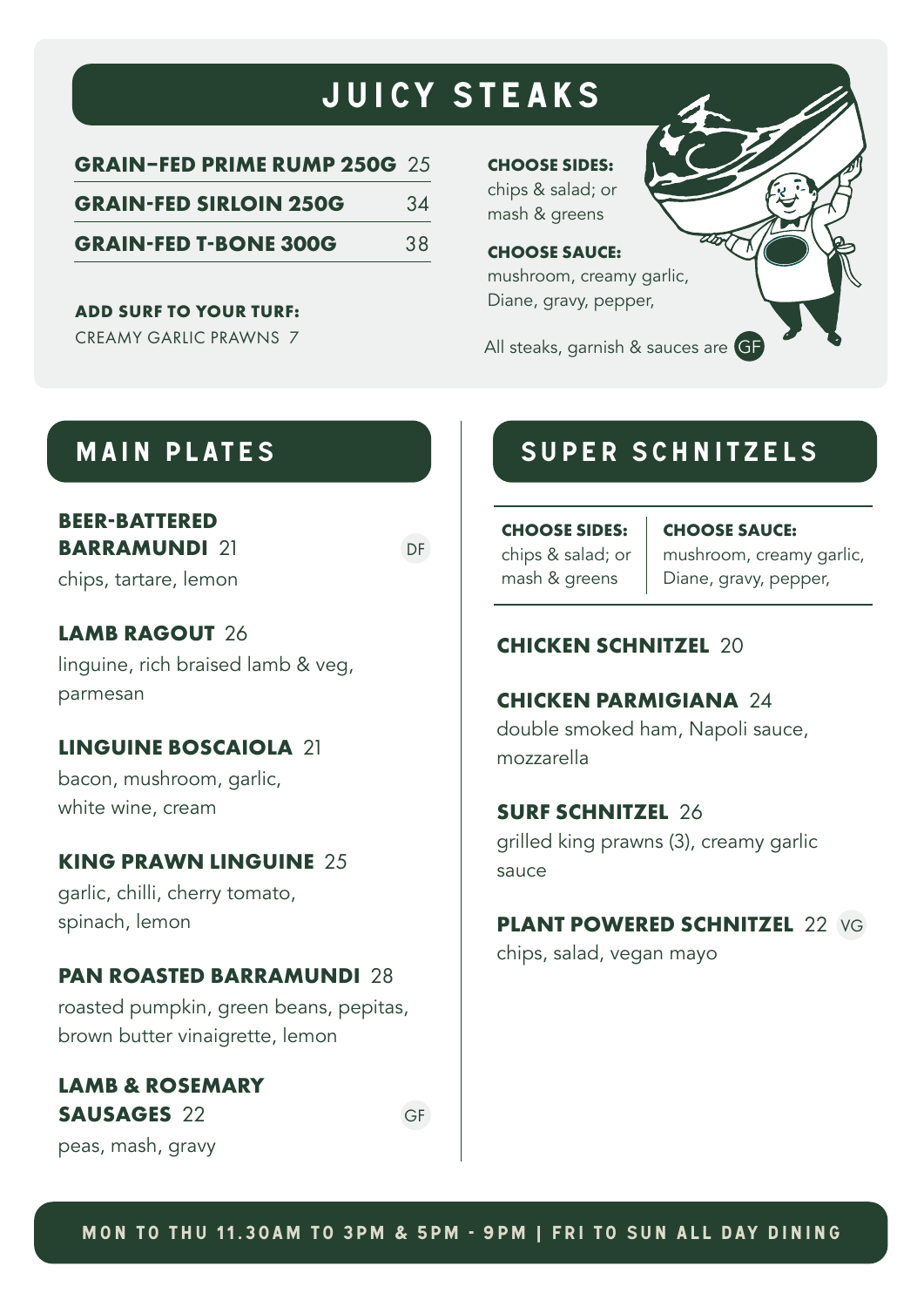# JUICY STEAKS

| | |
|---|---|
| **GRAIN–FED PRIME RUMP 250G** | 25 |
| **GRAIN-FED SIRLOIN 250G** | 34 |
| **GRAIN-FED T-BONE 300G** | 38 |

**ADD SURF TO YOUR TURF:**
CREAMY GARLIC PRAWNS 7

**CHOOSE SIDES:**
chips & salad; or mash & greens

**CHOOSE SAUCE:**
mushroom, creamy garlic, Diane, gravy, pepper,

All steaks, garnish & sauces are GF

# MAIN PLATES

**BEER-BATTERED BARRAMUNDI** 21 DF
chips, tartare, lemon

**LAMB RAGOUT** 26
linguine, rich braised lamb & veg, parmesan

**LINGUINE BOSCAIOLA** 21
bacon, mushroom, garlic, white wine, cream

**KING PRAWN LINGUINE** 25
garlic, chilli, cherry tomato, spinach, lemon

**PAN ROASTED BARRAMUNDI** 28
roasted pumpkin, green beans, pepitas, brown butter vinaigrette, lemon

**LAMB & ROSEMARY SAUSAGES** 22 GF
peas, mash, gravy

# SUPER SCHNITZELS

| **CHOOSE SIDES:** | **CHOOSE SAUCE:** |
|---|---|
| chips & salad; or mash & greens | mushroom, creamy garlic, Diane, gravy, pepper, |

**CHICKEN SCHNITZEL** 20

**CHICKEN PARMIGIANA** 24
double smoked ham, Napoli sauce, mozzarella

**SURF SCHNITZEL** 26
grilled king prawns (3), creamy garlic sauce

**PLANT POWERED SCHNITZEL** 22 VG
chips, salad, vegan mayo

**MON TO THU 11.30AM TO 3PM & 5PM - 9PM | FRI TO SUN ALL DAY DINING**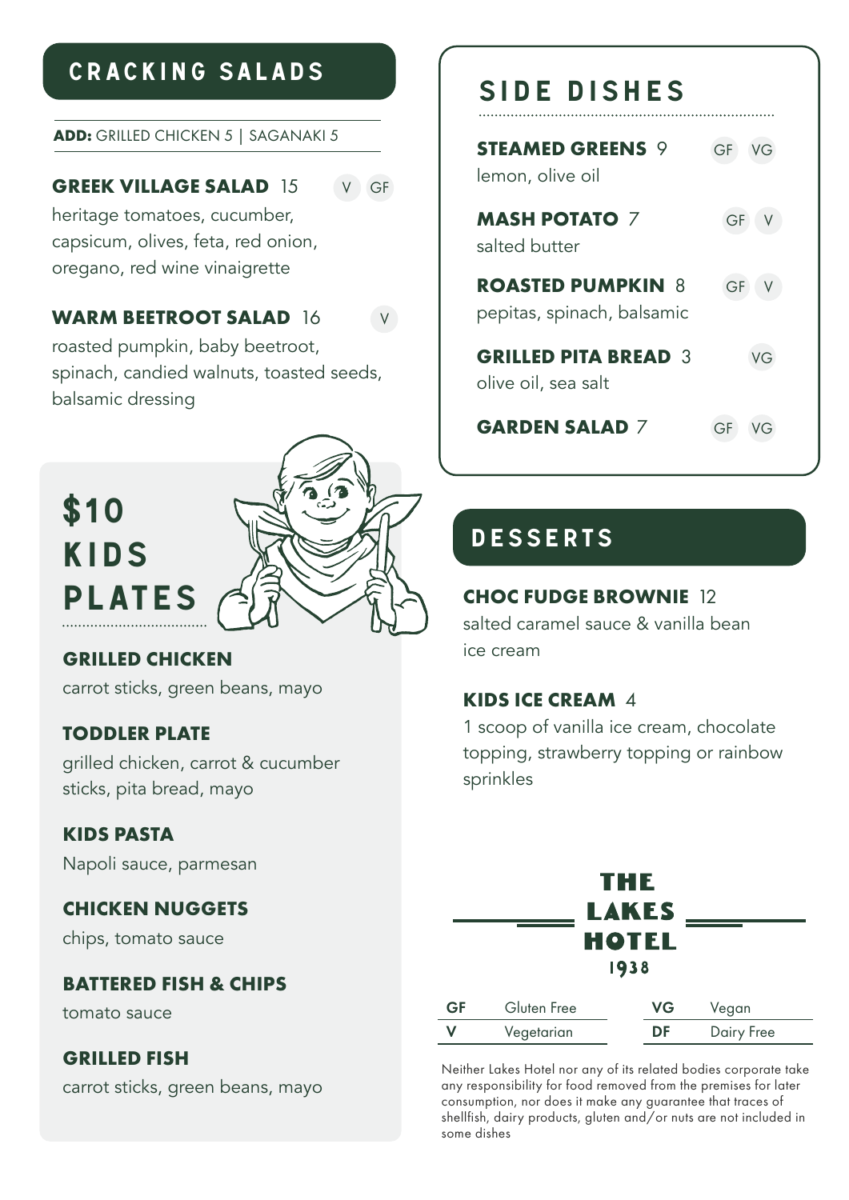## CRACKING SALADS

**ADD:** GRILLED CHICKEN 5 | SAGANAKI 5

**GREEK VILLAGE SALAD** 15 V GF
heritage tomatoes, cucumber, capsicum, olives, feta, red onion, oregano, red wine vinaigrette

**WARM BEETROOT SALAD** 16 V
roasted pumpkin, baby beetroot, spinach, candied walnuts, toasted seeds, balsamic dressing

## $10 KIDS PLATES

**GRILLED CHICKEN**
carrot sticks, green beans, mayo

**TODDLER PLATE**
grilled chicken, carrot & cucumber sticks, pita bread, mayo

**KIDS PASTA**
Napoli sauce, parmesan

**CHICKEN NUGGETS**
chips, tomato sauce

**BATTERED FISH & CHIPS**
tomato sauce

**GRILLED FISH**
carrot sticks, green beans, mayo

## SIDE DISHES

**STEAMED GREENS** 9 GF VG
lemon, olive oil

**MASH POTATO** 7 GF V
salted butter

**ROASTED PUMPKIN** 8 GF V
pepitas, spinach, balsamic

**GRILLED PITA BREAD** 3 VG
olive oil, sea salt

**GARDEN SALAD** 7 GF VG

## DESSERTS

**CHOC FUDGE BROWNIE** 12
salted caramel sauce & vanilla bean ice cream

**KIDS ICE CREAM** 4
1 scoop of vanilla ice cream, chocolate topping, strawberry topping or rainbow sprinkles

**THE LAKES HOTEL**
**1938**

| | | | |
|---|---|---|---|
| GF | Gluten Free | VG | Vegan |
| V | Vegetarian | DF | Dairy Free |

Neither Lakes Hotel nor any of its related bodies corporate take any responsibility for food removed from the premises for later consumption, nor does it make any guarantee that traces of shellfish, dairy products, gluten and/or nuts are not included in some dishes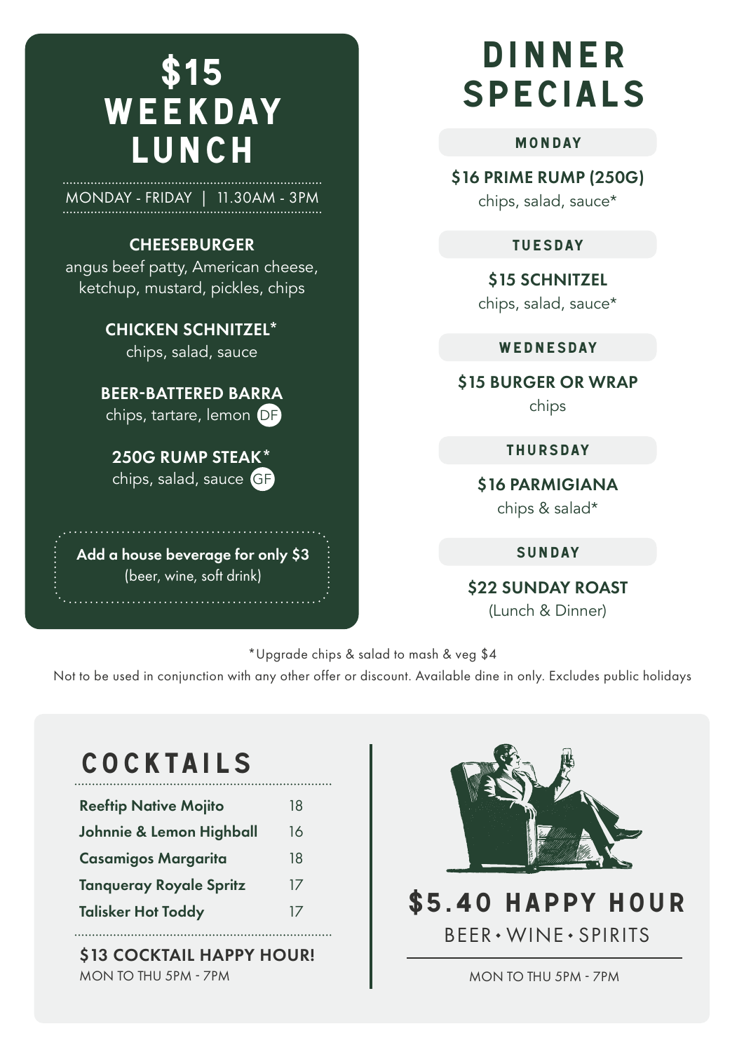# $15 WEEKDAY LUNCH

MONDAY - FRIDAY | 11.30AM - 3PM

**CHEESEBURGER**
angus beef patty, American cheese, ketchup, mustard, pickles, chips

**CHICKEN SCHNITZEL***
chips, salad, sauce

**BEER-BATTERED BARRA**
chips, tartare, lemon (DF)

**250G RUMP STEAK***
chips, salad, sauce (GF)

**Add a house beverage for only $3**
(beer, wine, soft drink)

# DINNER SPECIALS

## MONDAY

**$16 PRIME RUMP (250G)**
chips, salad, sauce*

## TUESDAY

**$15 SCHNITZEL**
chips, salad, sauce*

## WEDNESDAY

**$15 BURGER OR WRAP**
chips

## THURSDAY

**$16 PARMIGIANA**
chips & salad*

## SUNDAY

**$22 SUNDAY ROAST**
(Lunch & Dinner)

*Upgrade chips & salad to mash & veg $4

Not to be used in conjunction with any other offer or discount. Available dine in only. Excludes public holidays

# COCKTAILS

| Cocktail | Price |
|---|---|
| Reeftip Native Mojito | 18 |
| Johnnie & Lemon Highball | 16 |
| Casamigos Margarita | 18 |
| Tanqueray Royale Spritz | 17 |
| Talisker Hot Toddy | 17 |

**$13 COCKTAIL HAPPY HOUR!**
MON TO THU 5PM - 7PM

# $5.40 HAPPY HOUR

BEER • WINE • SPIRITS

MON TO THU 5PM - 7PM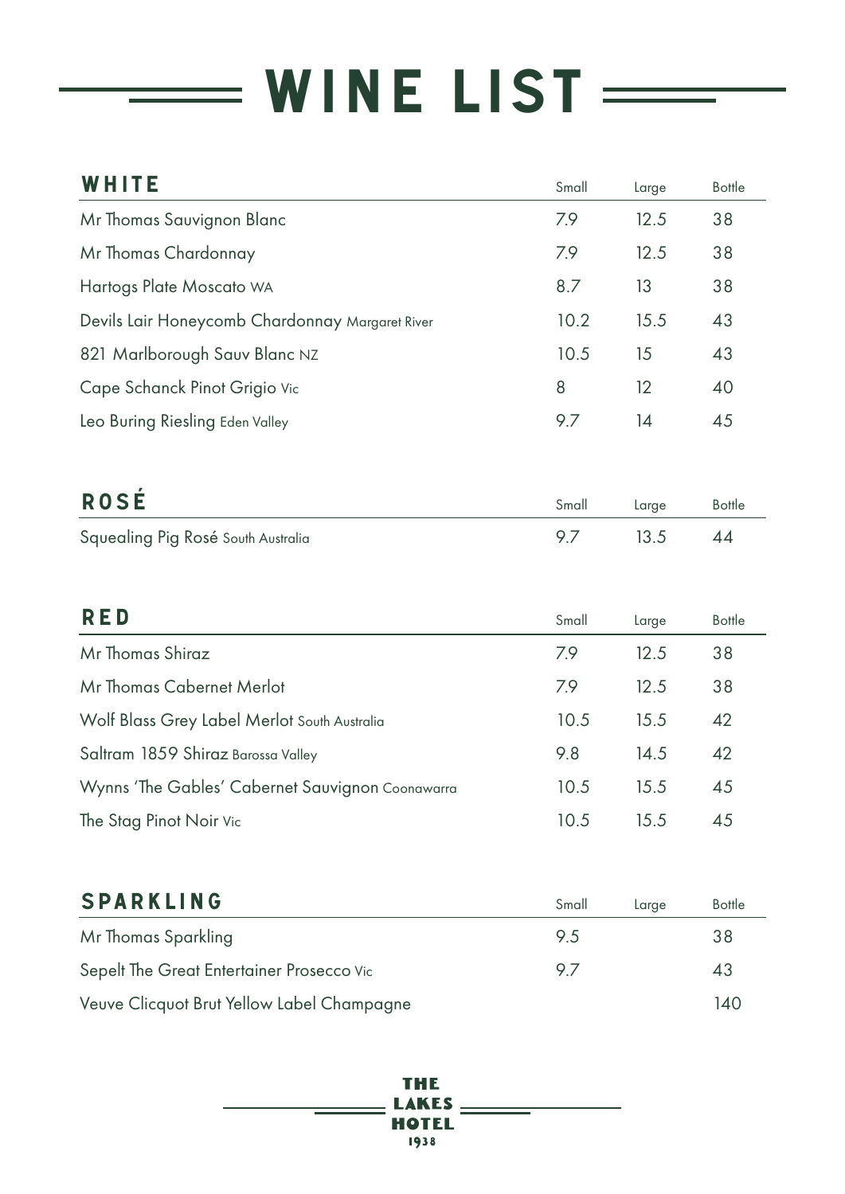# WINE LIST

| WHITE | Small | Large | Bottle |
|---|---|---|---|
| Mr Thomas Sauvignon Blanc | 7.9 | 12.5 | 38 |
| Mr Thomas Chardonnay | 7.9 | 12.5 | 38 |
| Hartogs Plate Moscato WA | 8.7 | 13 | 38 |
| Devils Lair Honeycomb Chardonnay Margaret River | 10.2 | 15.5 | 43 |
| 821 Marlborough Sauv Blanc NZ | 10.5 | 15 | 43 |
| Cape Schanck Pinot Grigio Vic | 8 | 12 | 40 |
| Leo Buring Riesling Eden Valley | 9.7 | 14 | 45 |

| ROSÉ | Small | Large | Bottle |
|---|---|---|---|
| Squealing Pig Rosé South Australia | 9.7 | 13.5 | 44 |

| RED | Small | Large | Bottle |
|---|---|---|---|
| Mr Thomas Shiraz | 7.9 | 12.5 | 38 |
| Mr Thomas Cabernet Merlot | 7.9 | 12.5 | 38 |
| Wolf Blass Grey Label Merlot South Australia | 10.5 | 15.5 | 42 |
| Saltram 1859 Shiraz Barossa Valley | 9.8 | 14.5 | 42 |
| Wynns 'The Gables' Cabernet Sauvignon Coonawarra | 10.5 | 15.5 | 45 |
| The Stag Pinot Noir Vic | 10.5 | 15.5 | 45 |

| SPARKLING | Small | Large | Bottle |
|---|---|---|---|
| Mr Thomas Sparkling | 9.5 | | 38 |
| Sepelt The Great Entertainer Prosecco Vic | 9.7 | | 43 |
| Veuve Clicquot Brut Yellow Label Champagne | | | 140 |

THE LAKES HOTEL 1938